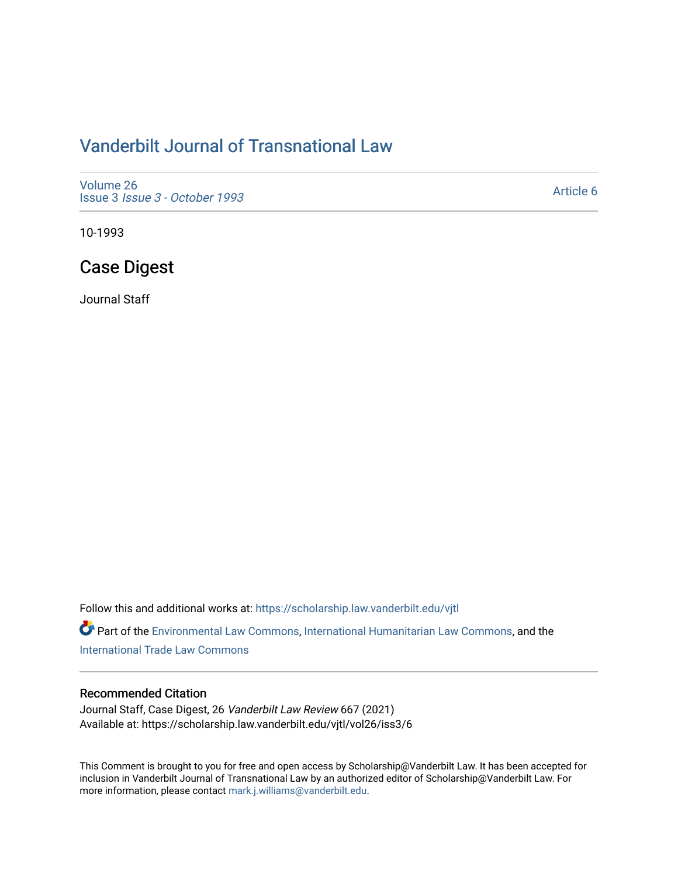# Vanderbilt Journal of Transnational Law

Volume 26
Issue 3 *Issue 3 - October 1993*

Article 6

10-1993

## Case Digest

Journal Staff

Follow this and additional works at: https://scholarship.law.vanderbilt.edu/vjtl

Part of the Environmental Law Commons, International Humanitarian Law Commons, and the International Trade Law Commons

### Recommended Citation

Journal Staff, Case Digest, 26 *Vanderbilt Law Review* 667 (2021)
Available at: https://scholarship.law.vanderbilt.edu/vjtl/vol26/iss3/6

This Comment is brought to you for free and open access by Scholarship@Vanderbilt Law. It has been accepted for inclusion in Vanderbilt Journal of Transnational Law by an authorized editor of Scholarship@Vanderbilt Law. For more information, please contact mark.j.williams@vanderbilt.edu.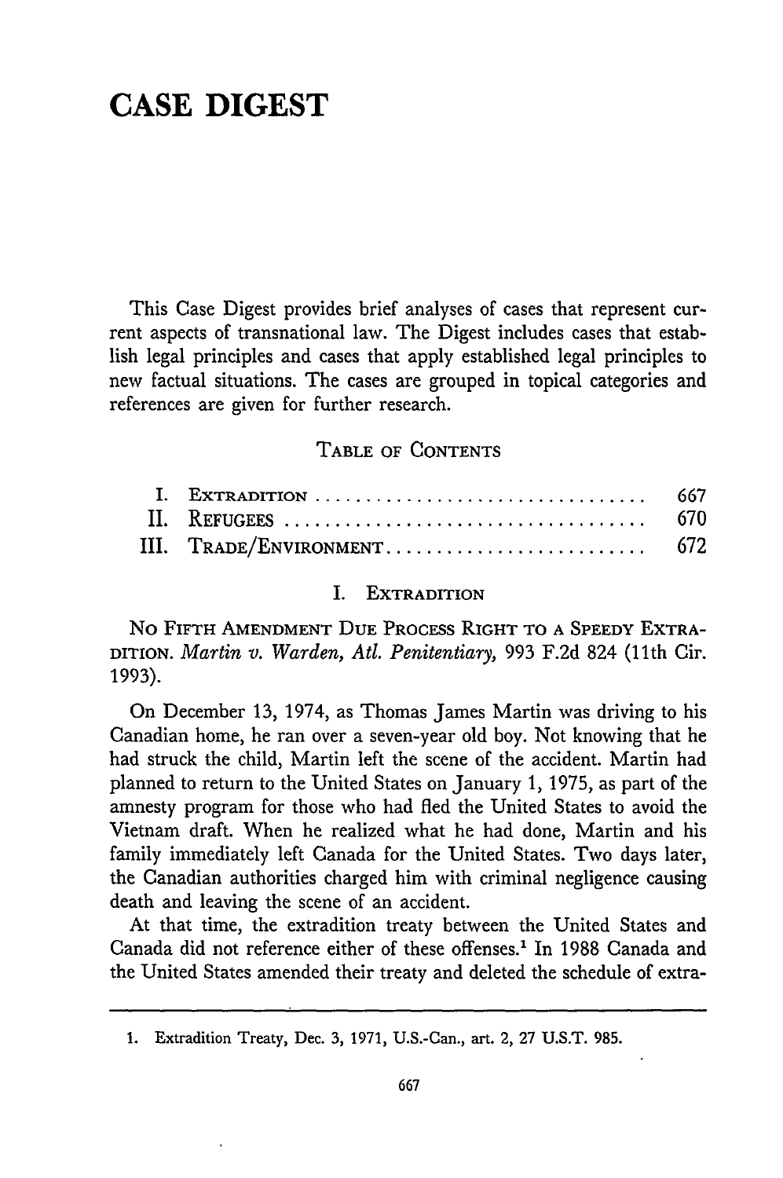# CASE DIGEST

This Case Digest provides brief analyses of cases that represent current aspects of transnational law. The Digest includes cases that establish legal principles and cases that apply established legal principles to new factual situations. The cases are grouped in topical categories and references are given for further research.

## TABLE OF CONTENTS

| | | |
|---|---|---|
| I. | EXTRADITION | 667 |
| II. | REFUGEES | 670 |
| III. | TRADE/ENVIRONMENT | 672 |

## I. EXTRADITION

NO FIFTH AMENDMENT DUE PROCESS RIGHT TO A SPEEDY EXTRADITION. *Martin v. Warden, Atl. Penitentiary*, 993 F.2d 824 (11th Cir. 1993).

On December 13, 1974, as Thomas James Martin was driving to his Canadian home, he ran over a seven-year old boy. Not knowing that he had struck the child, Martin left the scene of the accident. Martin had planned to return to the United States on January 1, 1975, as part of the amnesty program for those who had fled the United States to avoid the Vietnam draft. When he realized what he had done, Martin and his family immediately left Canada for the United States. Two days later, the Canadian authorities charged him with criminal negligence causing death and leaving the scene of an accident.

At that time, the extradition treaty between the United States and Canada did not reference either of these offenses.[1] In 1988 Canada and the United States amended their treaty and deleted the schedule of extra-

---

1. Extradition Treaty, Dec. 3, 1971, U.S.-Can., art. 2, 27 U.S.T. 985.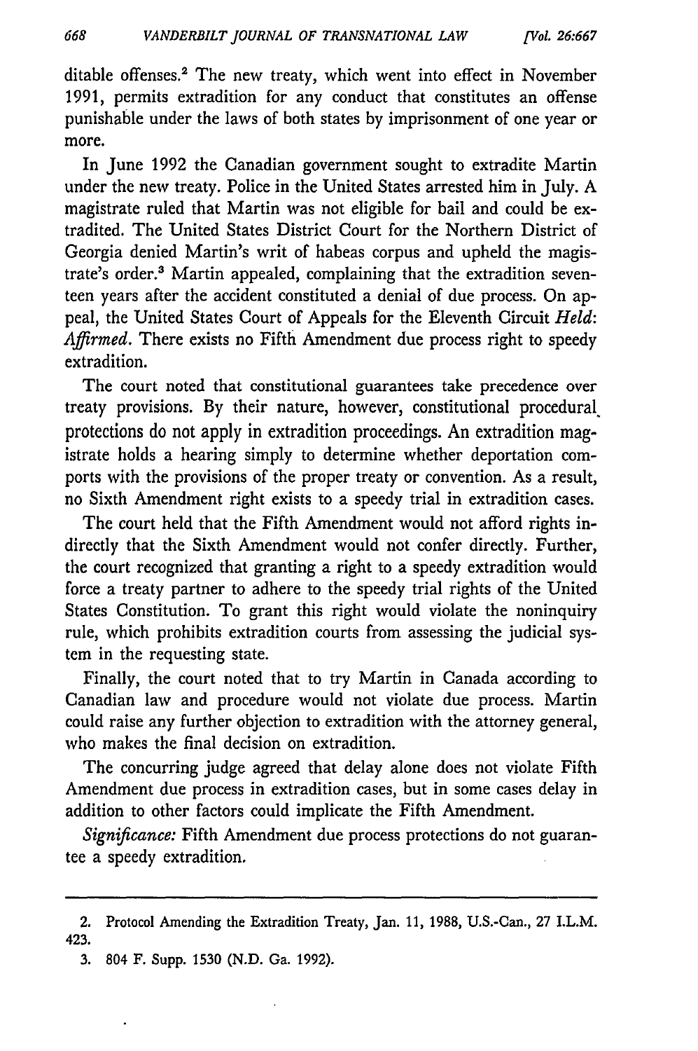ditable offenses.[2] The new treaty, which went into effect in November 1991, permits extradition for any conduct that constitutes an offense punishable under the laws of both states by imprisonment of one year or more.

In June 1992 the Canadian government sought to extradite Martin under the new treaty. Police in the United States arrested him in July. A magistrate ruled that Martin was not eligible for bail and could be extradited. The United States District Court for the Northern District of Georgia denied Martin's writ of habeas corpus and upheld the magistrate's order.[3] Martin appealed, complaining that the extradition seventeen years after the accident constituted a denial of due process. On appeal, the United States Court of Appeals for the Eleventh Circuit *Held*: *Affirmed*. There exists no Fifth Amendment due process right to speedy extradition.

The court noted that constitutional guarantees take precedence over treaty provisions. By their nature, however, constitutional procedural protections do not apply in extradition proceedings. An extradition magistrate holds a hearing simply to determine whether deportation comports with the provisions of the proper treaty or convention. As a result, no Sixth Amendment right exists to a speedy trial in extradition cases.

The court held that the Fifth Amendment would not afford rights indirectly that the Sixth Amendment would not confer directly. Further, the court recognized that granting a right to a speedy extradition would force a treaty partner to adhere to the speedy trial rights of the United States Constitution. To grant this right would violate the noninquiry rule, which prohibits extradition courts from assessing the judicial system in the requesting state.

Finally, the court noted that to try Martin in Canada according to Canadian law and procedure would not violate due process. Martin could raise any further objection to extradition with the attorney general, who makes the final decision on extradition.

The concurring judge agreed that delay alone does not violate Fifth Amendment due process in extradition cases, but in some cases delay in addition to other factors could implicate the Fifth Amendment.

*Significance:* Fifth Amendment due process protections do not guarantee a speedy extradition.

---

2. Protocol Amending the Extradition Treaty, Jan. 11, 1988, U.S.-Can., 27 I.L.M. 423.

3. 804 F. Supp. 1530 (N.D. Ga. 1992).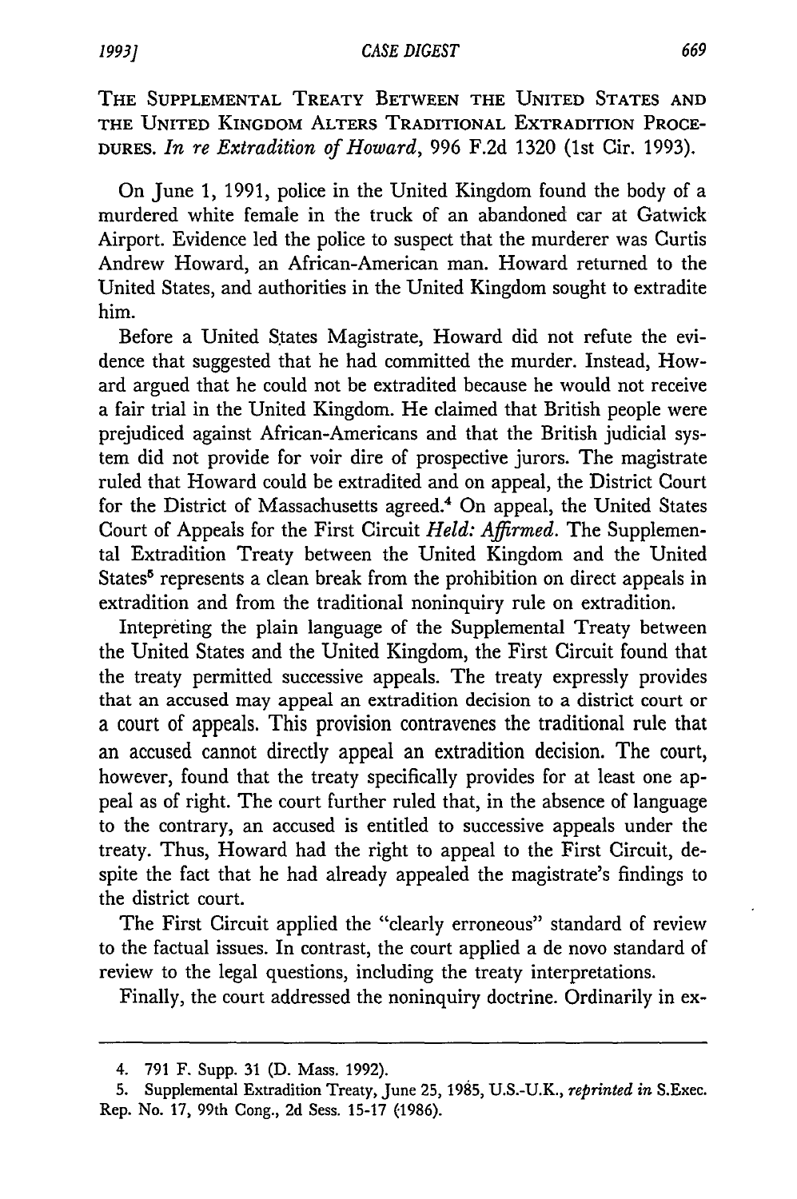THE SUPPLEMENTAL TREATY BETWEEN THE UNITED STATES AND THE UNITED KINGDOM ALTERS TRADITIONAL EXTRADITION PROCEDURES. *In re Extradition of Howard*, 996 F.2d 1320 (1st Cir. 1993).

On June 1, 1991, police in the United Kingdom found the body of a murdered white female in the truck of an abandoned car at Gatwick Airport. Evidence led the police to suspect that the murderer was Curtis Andrew Howard, an African-American man. Howard returned to the United States, and authorities in the United Kingdom sought to extradite him.

Before a United States Magistrate, Howard did not refute the evidence that suggested that he had committed the murder. Instead, Howard argued that he could not be extradited because he would not receive a fair trial in the United Kingdom. He claimed that British people were prejudiced against African-Americans and that the British judicial system did not provide for voir dire of prospective jurors. The magistrate ruled that Howard could be extradited and on appeal, the District Court for the District of Massachusetts agreed.[4] On appeal, the United States Court of Appeals for the First Circuit *Held: Affirmed.* The Supplemental Extradition Treaty between the United Kingdom and the United States[5] represents a clean break from the prohibition on direct appeals in extradition and from the traditional noninquiry rule on extradition.

Intepreting the plain language of the Supplemental Treaty between the United States and the United Kingdom, the First Circuit found that the treaty permitted successive appeals. The treaty expressly provides that an accused may appeal an extradition decision to a district court or a court of appeals. This provision contravenes the traditional rule that an accused cannot directly appeal an extradition decision. The court, however, found that the treaty specifically provides for at least one appeal as of right. The court further ruled that, in the absence of language to the contrary, an accused is entitled to successive appeals under the treaty. Thus, Howard had the right to appeal to the First Circuit, despite the fact that he had already appealed the magistrate's findings to the district court.

The First Circuit applied the "clearly erroneous" standard of review to the factual issues. In contrast, the court applied a de novo standard of review to the legal questions, including the treaty interpretations.

Finally, the court addressed the noninquiry doctrine. Ordinarily in ex-

---

4. 791 F. Supp. 31 (D. Mass. 1992).

5. Supplemental Extradition Treaty, June 25, 1985, U.S.-U.K., *reprinted in* S.Exec. Rep. No. 17, 99th Cong., 2d Sess. 15-17 (1986).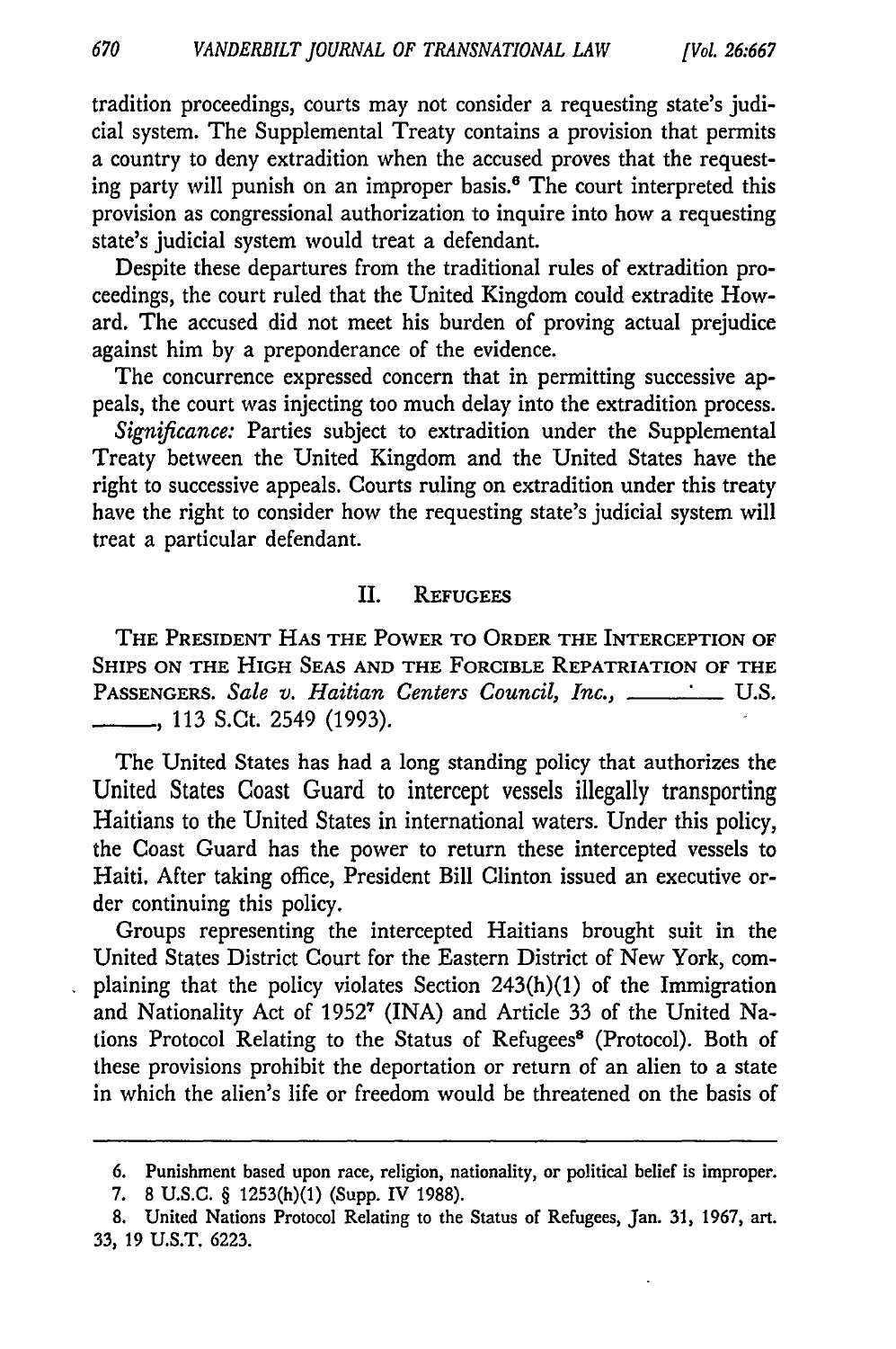tradition proceedings, courts may not consider a requesting state's judicial system. The Supplemental Treaty contains a provision that permits a country to deny extradition when the accused proves that the requesting party will punish on an improper basis.[6] The court interpreted this provision as congressional authorization to inquire into how a requesting state's judicial system would treat a defendant.

Despite these departures from the traditional rules of extradition proceedings, the court ruled that the United Kingdom could extradite Howard. The accused did not meet his burden of proving actual prejudice against him by a preponderance of the evidence.

The concurrence expressed concern that in permitting successive appeals, the court was injecting too much delay into the extradition process.

*Significance:* Parties subject to extradition under the Supplemental Treaty between the United Kingdom and the United States have the right to successive appeals. Courts ruling on extradition under this treaty have the right to consider how the requesting state's judicial system will treat a particular defendant.

## II. REFUGEES

THE PRESIDENT HAS THE POWER TO ORDER THE INTERCEPTION OF SHIPS ON THE HIGH SEAS AND THE FORCIBLE REPATRIATION OF THE PASSENGERS. *Sale v. Haitian Centers Council, Inc.*, ___ U.S. ___, 113 S.Ct. 2549 (1993).

The United States has had a long standing policy that authorizes the United States Coast Guard to intercept vessels illegally transporting Haitians to the United States in international waters. Under this policy, the Coast Guard has the power to return these intercepted vessels to Haiti. After taking office, President Bill Clinton issued an executive order continuing this policy.

Groups representing the intercepted Haitians brought suit in the United States District Court for the Eastern District of New York, complaining that the policy violates Section 243(h)(1) of the Immigration and Nationality Act of 1952[7] (INA) and Article 33 of the United Nations Protocol Relating to the Status of Refugees[8] (Protocol). Both of these provisions prohibit the deportation or return of an alien to a state in which the alien's life or freedom would be threatened on the basis of

---

6. Punishment based upon race, religion, nationality, or political belief is improper.

7. 8 U.S.C. § 1253(h)(1) (Supp. IV 1988).

8. United Nations Protocol Relating to the Status of Refugees, Jan. 31, 1967, art. 33, 19 U.S.T. 6223.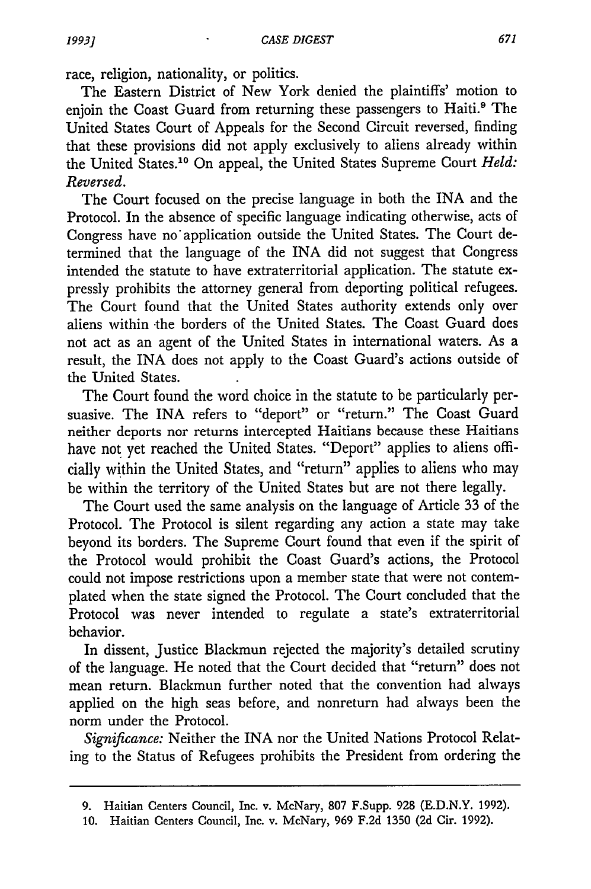race, religion, nationality, or politics.

The Eastern District of New York denied the plaintiffs' motion to enjoin the Coast Guard from returning these passengers to Haiti.[9] The United States Court of Appeals for the Second Circuit reversed, finding that these provisions did not apply exclusively to aliens already within the United States.[10] On appeal, the United States Supreme Court *Held: Reversed.*

The Court focused on the precise language in both the INA and the Protocol. In the absence of specific language indicating otherwise, acts of Congress have no application outside the United States. The Court determined that the language of the INA did not suggest that Congress intended the statute to have extraterritorial application. The statute expressly prohibits the attorney general from deporting political refugees. The Court found that the United States authority extends only over aliens within the borders of the United States. The Coast Guard does not act as an agent of the United States in international waters. As a result, the INA does not apply to the Coast Guard's actions outside of the United States.

The Court found the word choice in the statute to be particularly persuasive. The INA refers to "deport" or "return." The Coast Guard neither deports nor returns intercepted Haitians because these Haitians have not yet reached the United States. "Deport" applies to aliens officially within the United States, and "return" applies to aliens who may be within the territory of the United States but are not there legally.

The Court used the same analysis on the language of Article 33 of the Protocol. The Protocol is silent regarding any action a state may take beyond its borders. The Supreme Court found that even if the spirit of the Protocol would prohibit the Coast Guard's actions, the Protocol could not impose restrictions upon a member state that were not contemplated when the state signed the Protocol. The Court concluded that the Protocol was never intended to regulate a state's extraterritorial behavior.

In dissent, Justice Blackmun rejected the majority's detailed scrutiny of the language. He noted that the Court decided that "return" does not mean return. Blackmun further noted that the convention had always applied on the high seas before, and nonreturn had always been the norm under the Protocol.

*Significance:* Neither the INA nor the United Nations Protocol Relating to the Status of Refugees prohibits the President from ordering the

---

9. Haitian Centers Council, Inc. v. McNary, 807 F.Supp. 928 (E.D.N.Y. 1992).

10. Haitian Centers Council, Inc. v. McNary, 969 F.2d 1350 (2d Cir. 1992).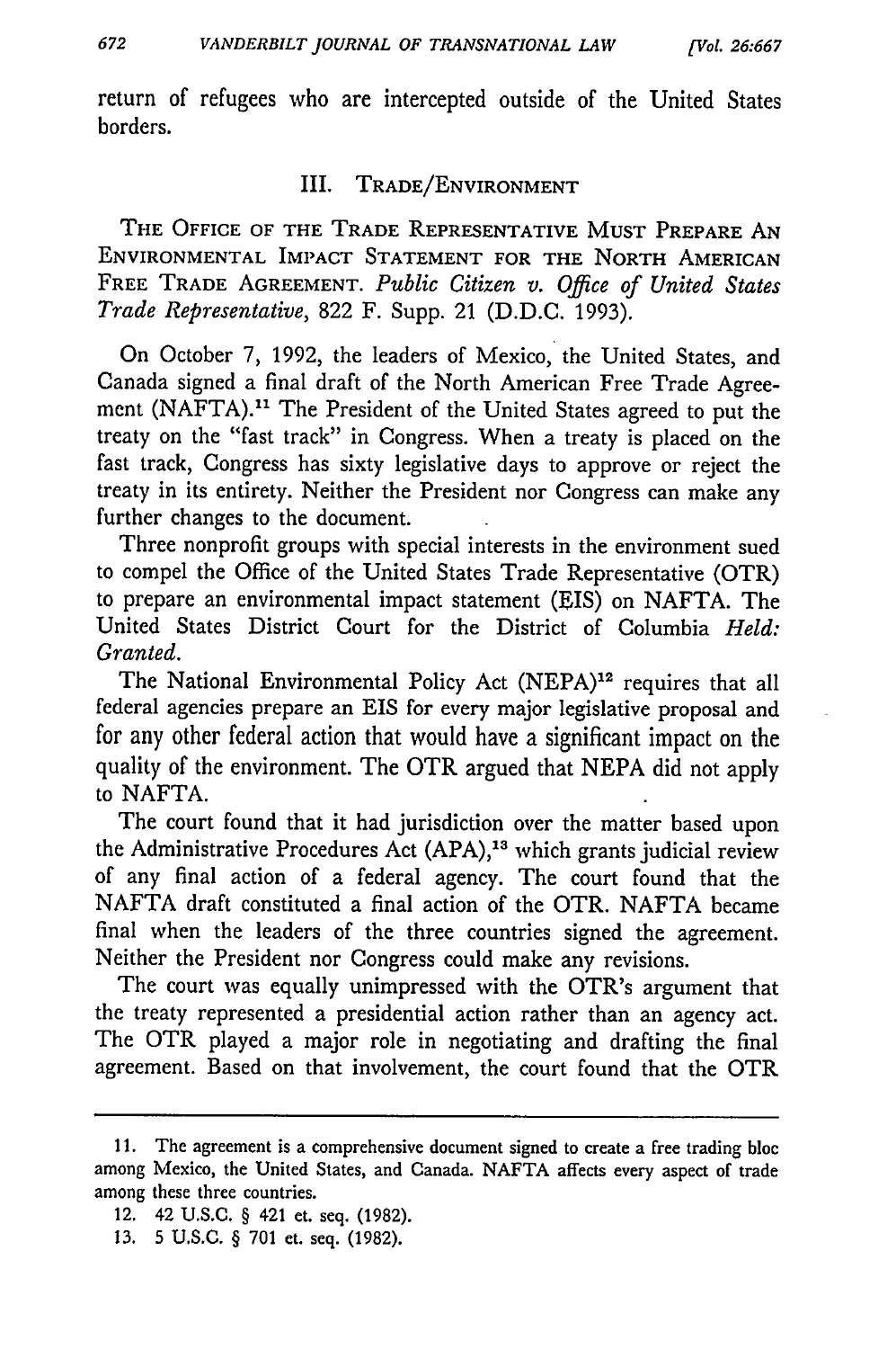return of refugees who are intercepted outside of the United States borders.

### III. TRADE/ENVIRONMENT

THE OFFICE OF THE TRADE REPRESENTATIVE MUST PREPARE AN ENVIRONMENTAL IMPACT STATEMENT FOR THE NORTH AMERICAN FREE TRADE AGREEMENT. *Public Citizen v. Office of United States Trade Representative*, 822 F. Supp. 21 (D.D.C. 1993).

On October 7, 1992, the leaders of Mexico, the United States, and Canada signed a final draft of the North American Free Trade Agreement (NAFTA).[11] The President of the United States agreed to put the treaty on the "fast track" in Congress. When a treaty is placed on the fast track, Congress has sixty legislative days to approve or reject the treaty in its entirety. Neither the President nor Congress can make any further changes to the document.

Three nonprofit groups with special interests in the environment sued to compel the Office of the United States Trade Representative (OTR) to prepare an environmental impact statement (EIS) on NAFTA. The United States District Court for the District of Columbia *Held: Granted.*

The National Environmental Policy Act (NEPA)[12] requires that all federal agencies prepare an EIS for every major legislative proposal and for any other federal action that would have a significant impact on the quality of the environment. The OTR argued that NEPA did not apply to NAFTA.

The court found that it had jurisdiction over the matter based upon the Administrative Procedures Act (APA),[13] which grants judicial review of any final action of a federal agency. The court found that the NAFTA draft constituted a final action of the OTR. NAFTA became final when the leaders of the three countries signed the agreement. Neither the President nor Congress could make any revisions.

The court was equally unimpressed with the OTR's argument that the treaty represented a presidential action rather than an agency act. The OTR played a major role in negotiating and drafting the final agreement. Based on that involvement, the court found that the OTR

---

11. The agreement is a comprehensive document signed to create a free trading bloc among Mexico, the United States, and Canada. NAFTA affects every aspect of trade among these three countries.

12. 42 U.S.C. § 421 et. seq. (1982).

13. 5 U.S.C. § 701 et. seq. (1982).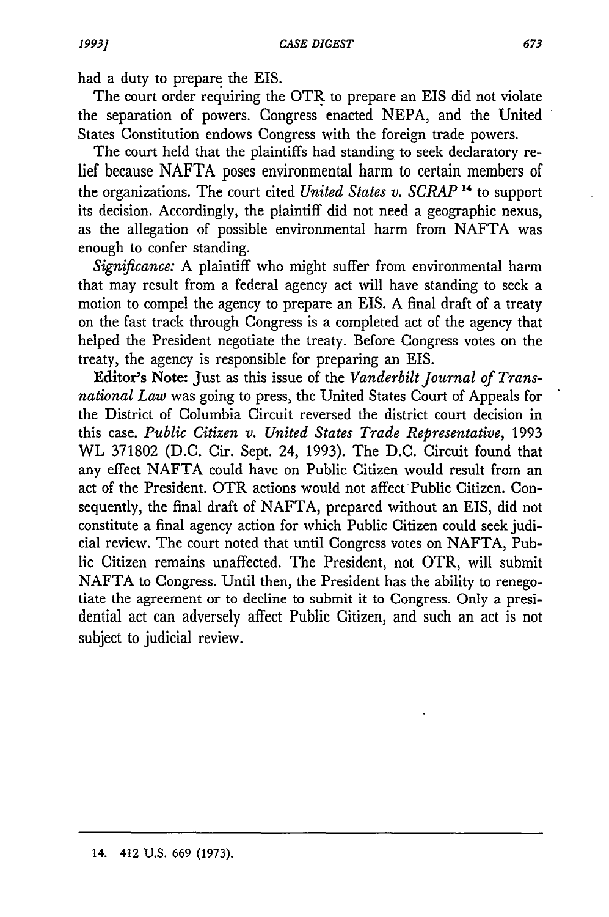had a duty to prepare the EIS.

The court order requiring the OTR to prepare an EIS did not violate the separation of powers. Congress enacted NEPA, and the United States Constitution endows Congress with the foreign trade powers.

The court held that the plaintiffs had standing to seek declaratory relief because NAFTA poses environmental harm to certain members of the organizations. The court cited *United States v. SCRAP* [14] to support its decision. Accordingly, the plaintiff did not need a geographic nexus, as the allegation of possible environmental harm from NAFTA was enough to confer standing.

*Significance:* A plaintiff who might suffer from environmental harm that may result from a federal agency act will have standing to seek a motion to compel the agency to prepare an EIS. A final draft of a treaty on the fast track through Congress is a completed act of the agency that helped the President negotiate the treaty. Before Congress votes on the treaty, the agency is responsible for preparing an EIS.

**Editor's Note:** Just as this issue of the *Vanderbilt Journal of Transnational Law* was going to press, the United States Court of Appeals for the District of Columbia Circuit reversed the district court decision in this case. *Public Citizen v. United States Trade Representative*, 1993 WL 371802 (D.C. Cir. Sept. 24, 1993). The D.C. Circuit found that any effect NAFTA could have on Public Citizen would result from an act of the President. OTR actions would not affect Public Citizen. Consequently, the final draft of NAFTA, prepared without an EIS, did not constitute a final agency action for which Public Citizen could seek judicial review. The court noted that until Congress votes on NAFTA, Public Citizen remains unaffected. The President, not OTR, will submit NAFTA to Congress. Until then, the President has the ability to renegotiate the agreement or to decline to submit it to Congress. Only a presidential act can adversely affect Public Citizen, and such an act is not subject to judicial review.

---

14. 412 U.S. 669 (1973).